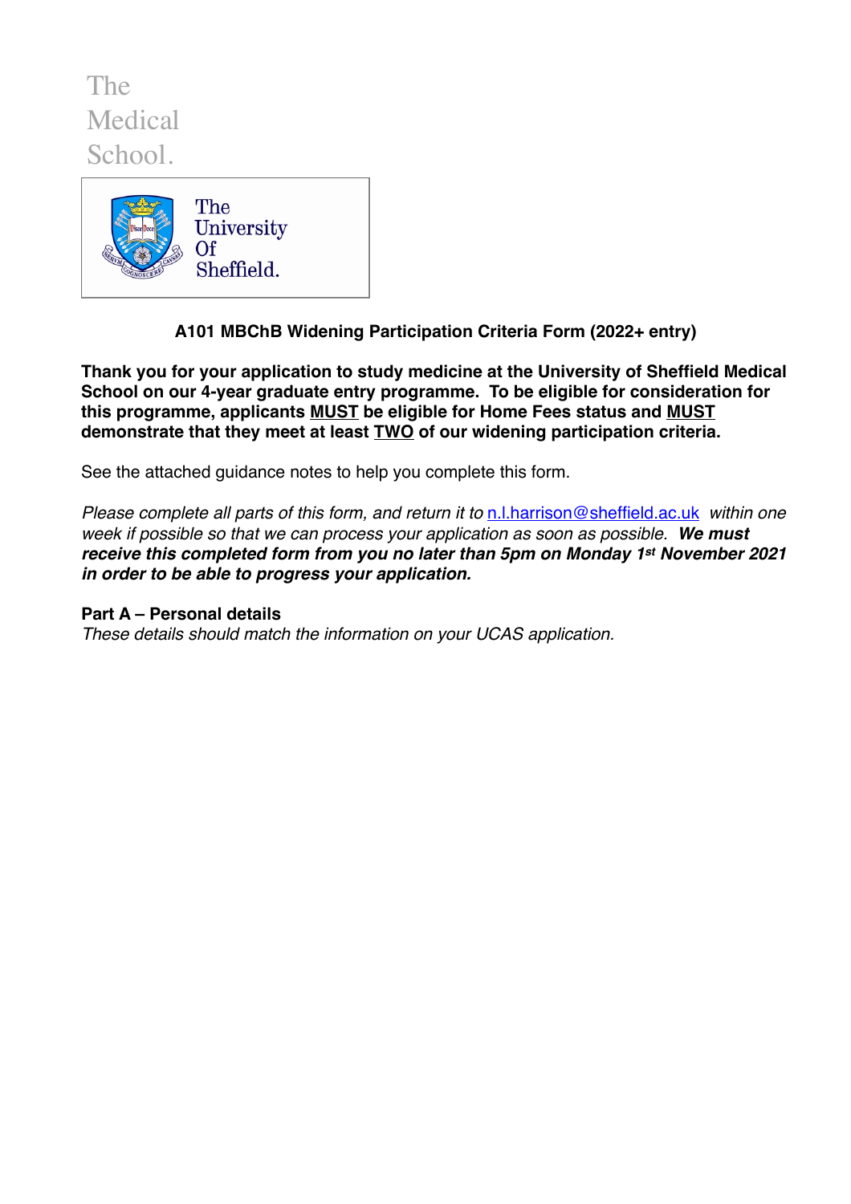The Medical School.

The University Of Sheffield.

## A101 MBChB Widening Participation Criteria Form (2022+ entry)

**Thank you for your application to study medicine at the University of Sheffield Medical School on our 4-year graduate entry programme. To be eligible for consideration for this programme, applicants MUST be eligible for Home Fees status and MUST demonstrate that they meet at least TWO of our widening participation criteria.**

See the attached guidance notes to help you complete this form.

*Please complete all parts of this form, and return it to [n.l.harrison@sheffield.ac.uk](mailto:n.l.harrison@sheffield.ac.uk) within one week if possible so that we can process your application as soon as possible.* ***We must receive this completed form from you no later than 5pm on Monday 1st November 2021 in order to be able to progress your application.***

### Part A – Personal details

*These details should match the information on your UCAS application.*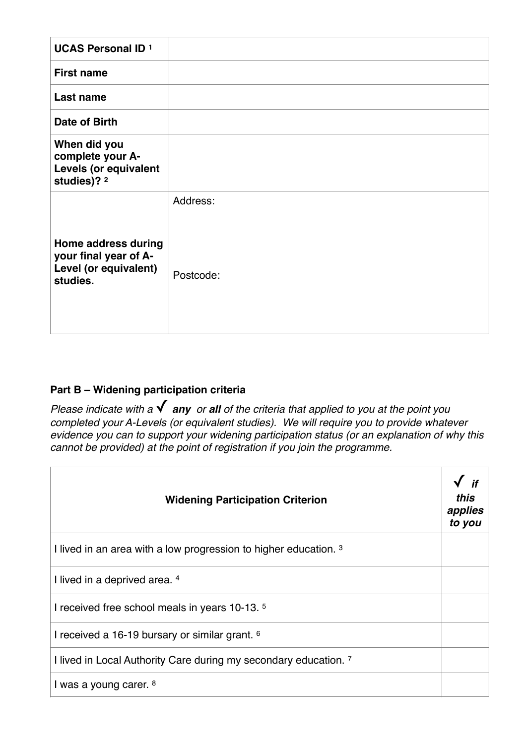| **UCAS Personal ID** [1] | |
|---|---|
| **First name** | |
| **Last name** | |
| **Date of Birth** | |
| **When did you complete your A-Levels (or equivalent studies)?** [2] | |
| **Home address during your final year of A-Level (or equivalent) studies.** | Address: <br><br> Postcode: |

**Part B – Widening participation criteria**

*Please indicate with a ✓ **any** or **all** of the criteria that applied to you at the point you completed your A-Levels (or equivalent studies). We will require you to provide whatever evidence you can to support your widening participation status (or an explanation of why this cannot be provided) at the point of registration if you join the programme.*

| **Widening Participation Criterion** | ***✓ if this applies to you*** |
|---|---|
| I lived in an area with a low progression to higher education. [3] | |
| I lived in a deprived area. [4] | |
| I received free school meals in years 10-13. [5] | |
| I received a 16-19 bursary or similar grant. [6] | |
| I lived in Local Authority Care during my secondary education. [7] | |
| I was a young carer. [8] | |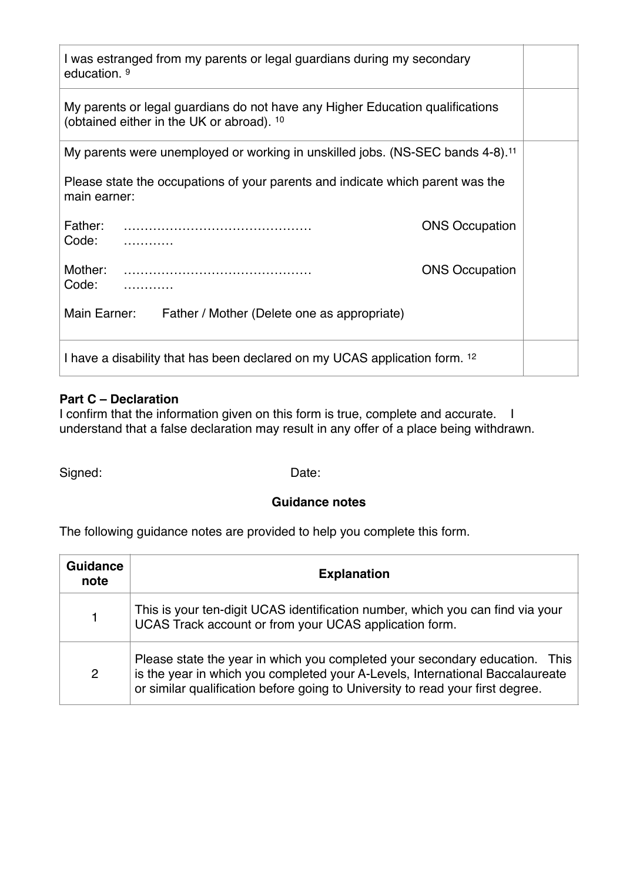| | |
|---|---|
| I was estranged from my parents or legal guardians during my secondary education. [9] | |
| My parents or legal guardians do not have any Higher Education qualifications (obtained either in the UK or abroad). [10] | |
| My parents were unemployed or working in unskilled jobs. (NS-SEC bands 4-8).[11]<br><br>Please state the occupations of your parents and indicate which parent was the main earner:<br><br>Father: ……………………………………… ONS Occupation Code: …………<br><br>Mother: ……………………………………… ONS Occupation Code: …………<br><br>Main Earner: Father / Mother (Delete one as appropriate) | |
| I have a disability that has been declared on my UCAS application form. [12] | |

**Part C – Declaration**

I confirm that the information given on this form is true, complete and accurate. I understand that a false declaration may result in any offer of a place being withdrawn.

Signed: Date:

**Guidance notes**

The following guidance notes are provided to help you complete this form.

| Guidance note | Explanation |
|---|---|
| 1 | This is your ten-digit UCAS identification number, which you can find via your UCAS Track account or from your UCAS application form. |
| 2 | Please state the year in which you completed your secondary education. This is the year in which you completed your A-Levels, International Baccalaureate or similar qualification before going to University to read your first degree. |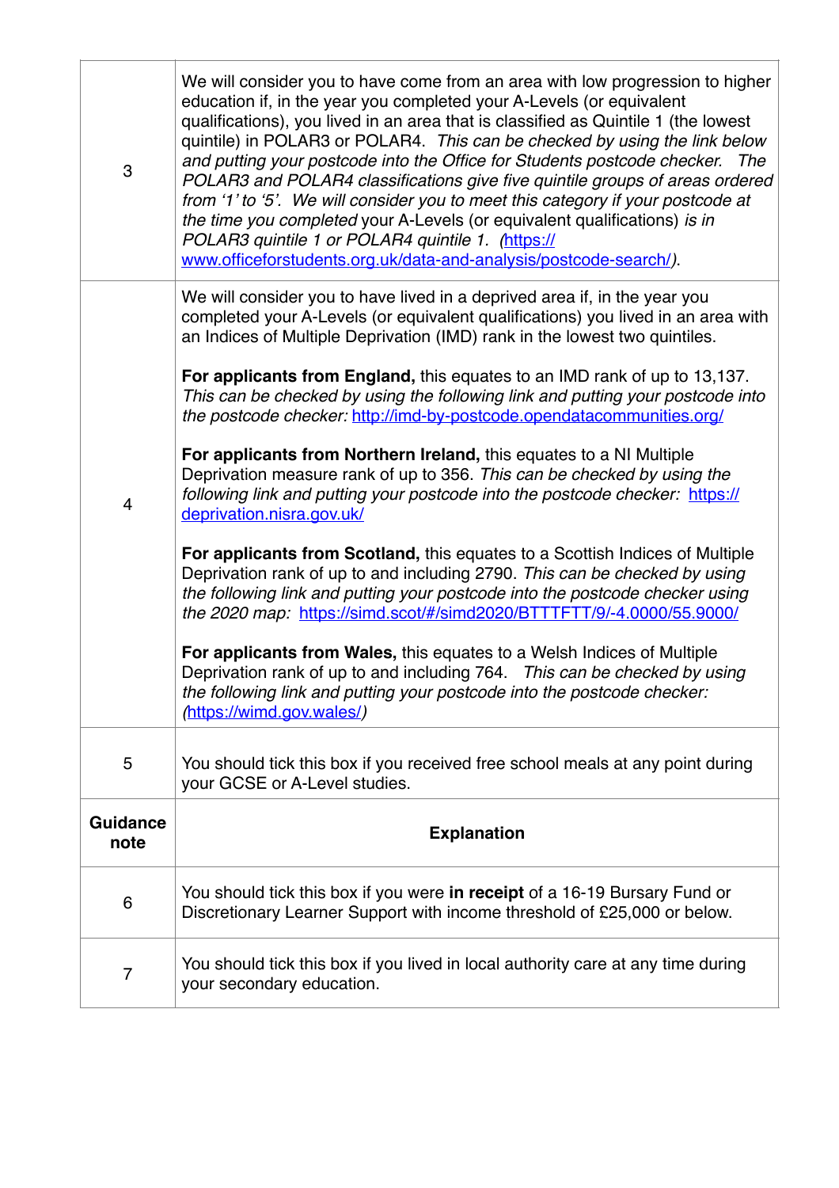| | |
|---|---|
| 3 | We will consider you to have come from an area with low progression to higher education if, in the year you completed your A-Levels (or equivalent qualifications), you lived in an area that is classified as Quintile 1 (the lowest quintile) in POLAR3 or POLAR4. *This can be checked by using the link below and putting your postcode into the Office for Students postcode checker. The POLAR3 and POLAR4 classifications give five quintile groups of areas ordered from '1' to '5'. We will consider you to meet this category if your postcode at the time you completed* your A-Levels (or equivalent qualifications) *is in POLAR3 quintile 1 or POLAR4 quintile 1. (*[https://www.officeforstudents.org.uk/data-and-analysis/postcode-search/](https://www.officeforstudents.org.uk/data-and-analysis/postcode-search/)*).* |
| 4 | We will consider you to have lived in a deprived area if, in the year you completed your A-Levels (or equivalent qualifications) you lived in an area with an Indices of Multiple Deprivation (IMD) rank in the lowest two quintiles.<br><br>**For applicants from England,** this equates to an IMD rank of up to 13,137. *This can be checked by using the following link and putting your postcode into the postcode checker:* [http://imd-by-postcode.opendatacommunities.org/](http://imd-by-postcode.opendatacommunities.org/)<br><br>**For applicants from Northern Ireland,** this equates to a NI Multiple Deprivation measure rank of up to 356. *This can be checked by using the following link and putting your postcode into the postcode checker:* [https://deprivation.nisra.gov.uk/](https://deprivation.nisra.gov.uk/)<br><br>**For applicants from Scotland,** this equates to a Scottish Indices of Multiple Deprivation rank of up to and including 2790. *This can be checked by using the following link and putting your postcode into the postcode checker using the 2020 map:* [https://simd.scot/#/simd2020/BTTTFTT/9/-4.0000/55.9000/](https://simd.scot/#/simd2020/BTTTFTT/9/-4.0000/55.9000/)<br><br>**For applicants from Wales,** this equates to a Welsh Indices of Multiple Deprivation rank of up to and including 764. *This can be checked by using the following link and putting your postcode into the postcode checker: (*[https://wimd.gov.wales/](https://wimd.gov.wales/)*)* |
| 5 | You should tick this box if you received free school meals at any point during your GCSE or A-Level studies. |
| **Guidance note** | **Explanation** |
| 6 | You should tick this box if you were **in receipt** of a 16-19 Bursary Fund or Discretionary Learner Support with income threshold of £25,000 or below. |
| 7 | You should tick this box if you lived in local authority care at any time during your secondary education. |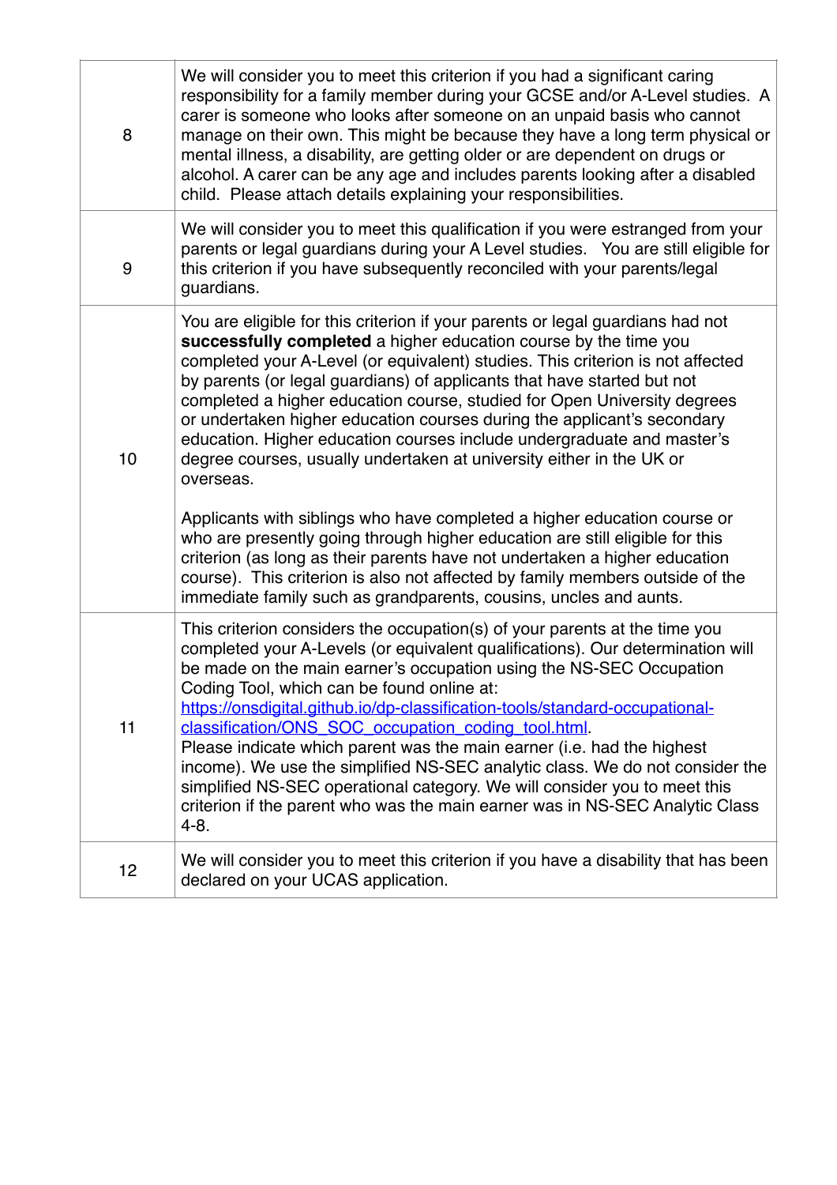| | |
|---|---|
| 8 | We will consider you to meet this criterion if you had a significant caring responsibility for a family member during your GCSE and/or A-Level studies. A carer is someone who looks after someone on an unpaid basis who cannot manage on their own. This might be because they have a long term physical or mental illness, a disability, are getting older or are dependent on drugs or alcohol. A carer can be any age and includes parents looking after a disabled child. Please attach details explaining your responsibilities. |
| 9 | We will consider you to meet this qualification if you were estranged from your parents or legal guardians during your A Level studies. You are still eligible for this criterion if you have subsequently reconciled with your parents/legal guardians. |
| 10 | You are eligible for this criterion if your parents or legal guardians had not **successfully completed** a higher education course by the time you completed your A-Level (or equivalent) studies. This criterion is not affected by parents (or legal guardians) of applicants that have started but not completed a higher education course, studied for Open University degrees or undertaken higher education courses during the applicant's secondary education. Higher education courses include undergraduate and master's degree courses, usually undertaken at university either in the UK or overseas.<br><br>Applicants with siblings who have completed a higher education course or who are presently going through higher education are still eligible for this criterion (as long as their parents have not undertaken a higher education course). This criterion is also not affected by family members outside of the immediate family such as grandparents, cousins, uncles and aunts. |
| 11 | This criterion considers the occupation(s) of your parents at the time you completed your A-Levels (or equivalent qualifications). Our determination will be made on the main earner's occupation using the NS-SEC Occupation Coding Tool, which can be found online at: [https://onsdigital.github.io/dp-classification-tools/standard-occupational-classification/ONS_SOC_occupation_coding_tool.html](https://onsdigital.github.io/dp-classification-tools/standard-occupational-classification/ONS_SOC_occupation_coding_tool.html).<br>Please indicate which parent was the main earner (i.e. had the highest income). We use the simplified NS-SEC analytic class. We do not consider the simplified NS-SEC operational category. We will consider you to meet this criterion if the parent who was the main earner was in NS-SEC Analytic Class 4-8. |
| 12 | We will consider you to meet this criterion if you have a disability that has been declared on your UCAS application. |